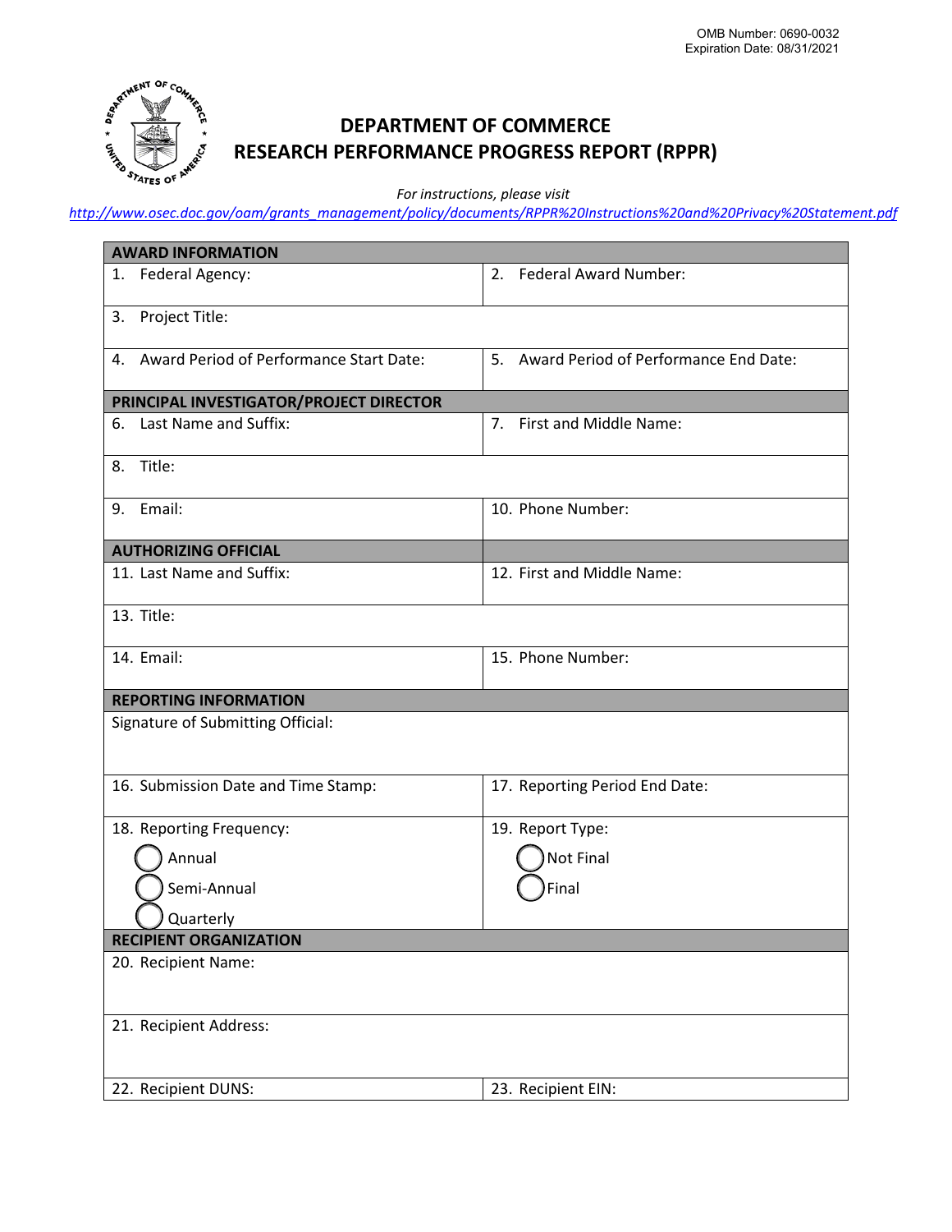OMB Number: 0690-0032
Expiration Date: 08/31/2021

# DEPARTMENT OF COMMERCE
# RESEARCH PERFORMANCE PROGRESS REPORT (RPPR)

*For instructions, please visit*
*http://www.osec.doc.gov/oam/grants_management/policy/documents/RPPR%20Instructions%20and%20Privacy%20Statement.pdf*

| **AWARD INFORMATION** | |
|---|---|
| 1. Federal Agency: | 2. Federal Award Number: |
| 3. Project Title: | |
| 4. Award Period of Performance Start Date: | 5. Award Period of Performance End Date: |
| **PRINCIPAL INVESTIGATOR/PROJECT DIRECTOR** | |
| 6. Last Name and Suffix: | 7. First and Middle Name: |
| 8. Title: | |
| 9. Email: | 10. Phone Number: |
| **AUTHORIZING OFFICIAL** | |
| 11. Last Name and Suffix: | 12. First and Middle Name: |
| 13. Title: | |
| 14. Email: | 15. Phone Number: |
| **REPORTING INFORMATION** | |
| Signature of Submitting Official: | |
| 16. Submission Date and Time Stamp: | 17. Reporting Period End Date: |
| 18. Reporting Frequency:<br>◯ Annual<br>◯ Semi-Annual<br>◯ Quarterly | 19. Report Type:<br>◯ Not Final<br>◯ Final |
| **RECIPIENT ORGANIZATION** | |
| 20. Recipient Name: | |
| 21. Recipient Address: | |
| 22. Recipient DUNS: | 23. Recipient EIN: |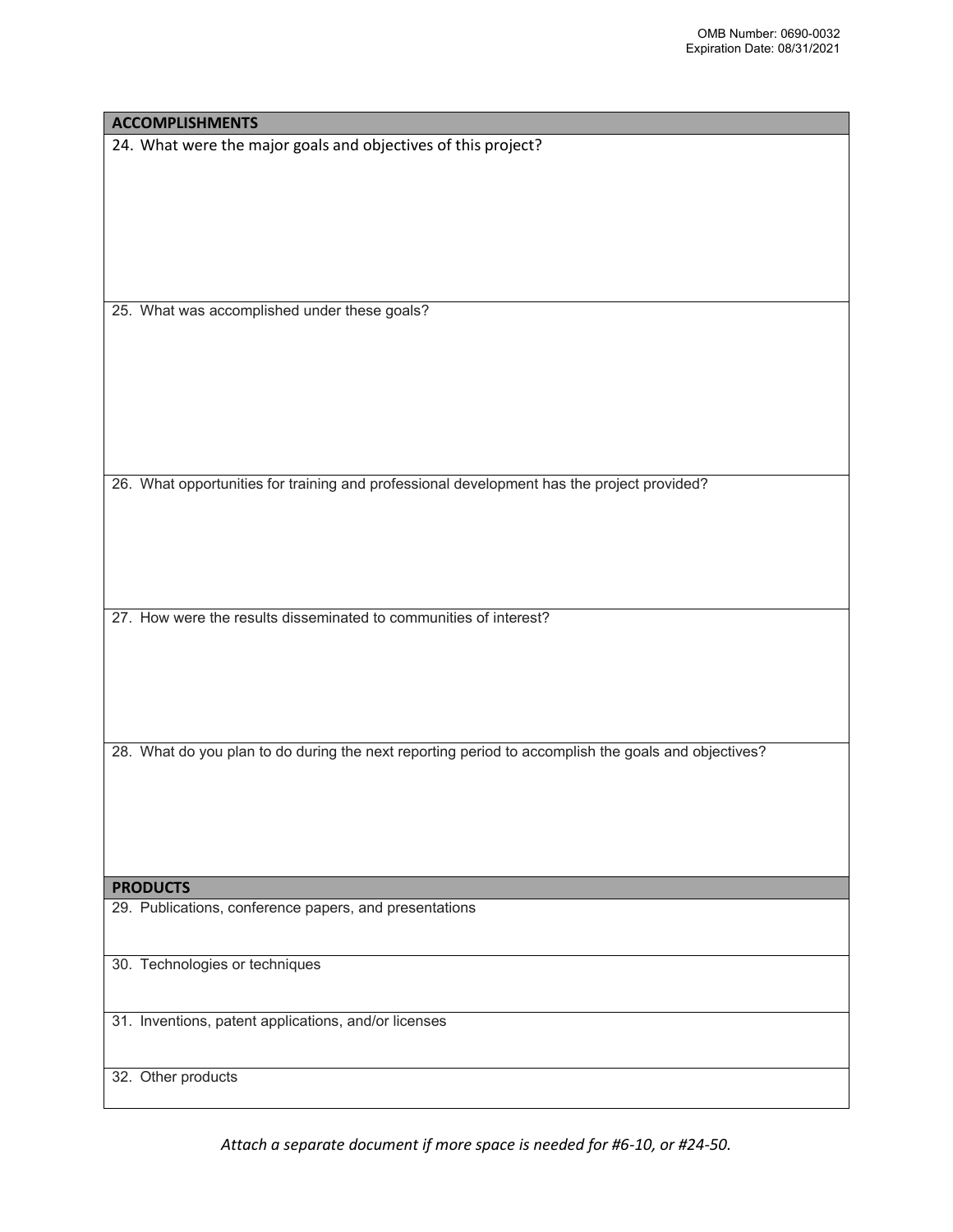OMB Number: 0690-0032
Expiration Date: 08/31/2021

## ACCOMPLISHMENTS

24. What were the major goals and objectives of this project?

25. What was accomplished under these goals?

26. What opportunities for training and professional development has the project provided?

27. How were the results disseminated to communities of interest?

28. What do you plan to do during the next reporting period to accomplish the goals and objectives?

## PRODUCTS

29. Publications, conference papers, and presentations

30. Technologies or techniques

31. Inventions, patent applications, and/or licenses

32. Other products

*Attach a separate document if more space is needed for #6-10, or #24-50.*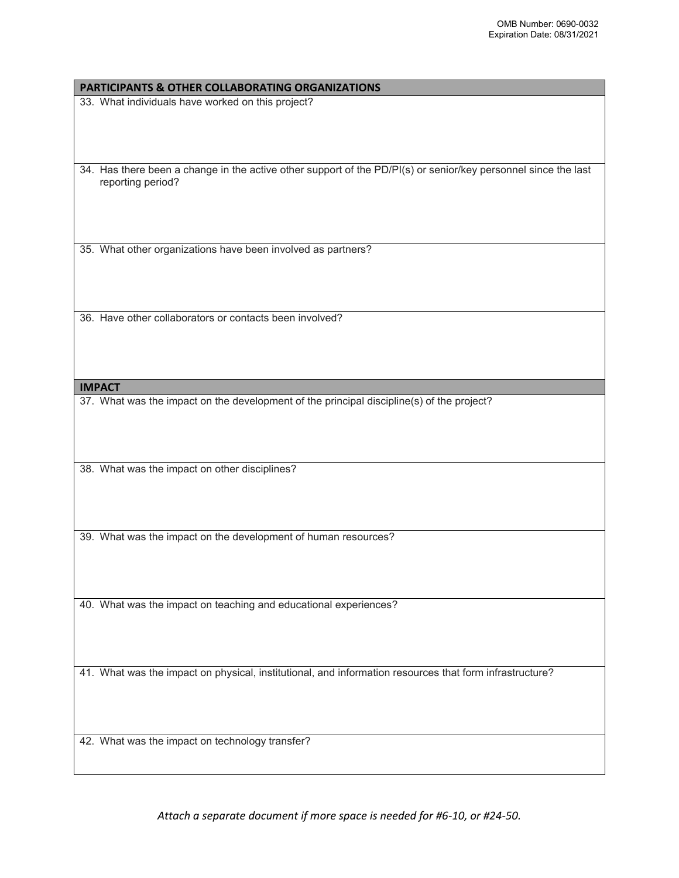## PARTICIPANTS & OTHER COLLABORATING ORGANIZATIONS

33. What individuals have worked on this project?

34. Has there been a change in the active other support of the PD/PI(s) or senior/key personnel since the last reporting period?

35. What other organizations have been involved as partners?

36. Have other collaborators or contacts been involved?

## IMPACT

37. What was the impact on the development of the principal discipline(s) of the project?

38. What was the impact on other disciplines?

39. What was the impact on the development of human resources?

40. What was the impact on teaching and educational experiences?

41. What was the impact on physical, institutional, and information resources that form infrastructure?

42. What was the impact on technology transfer?

*Attach a separate document if more space is needed for #6-10, or #24-50.*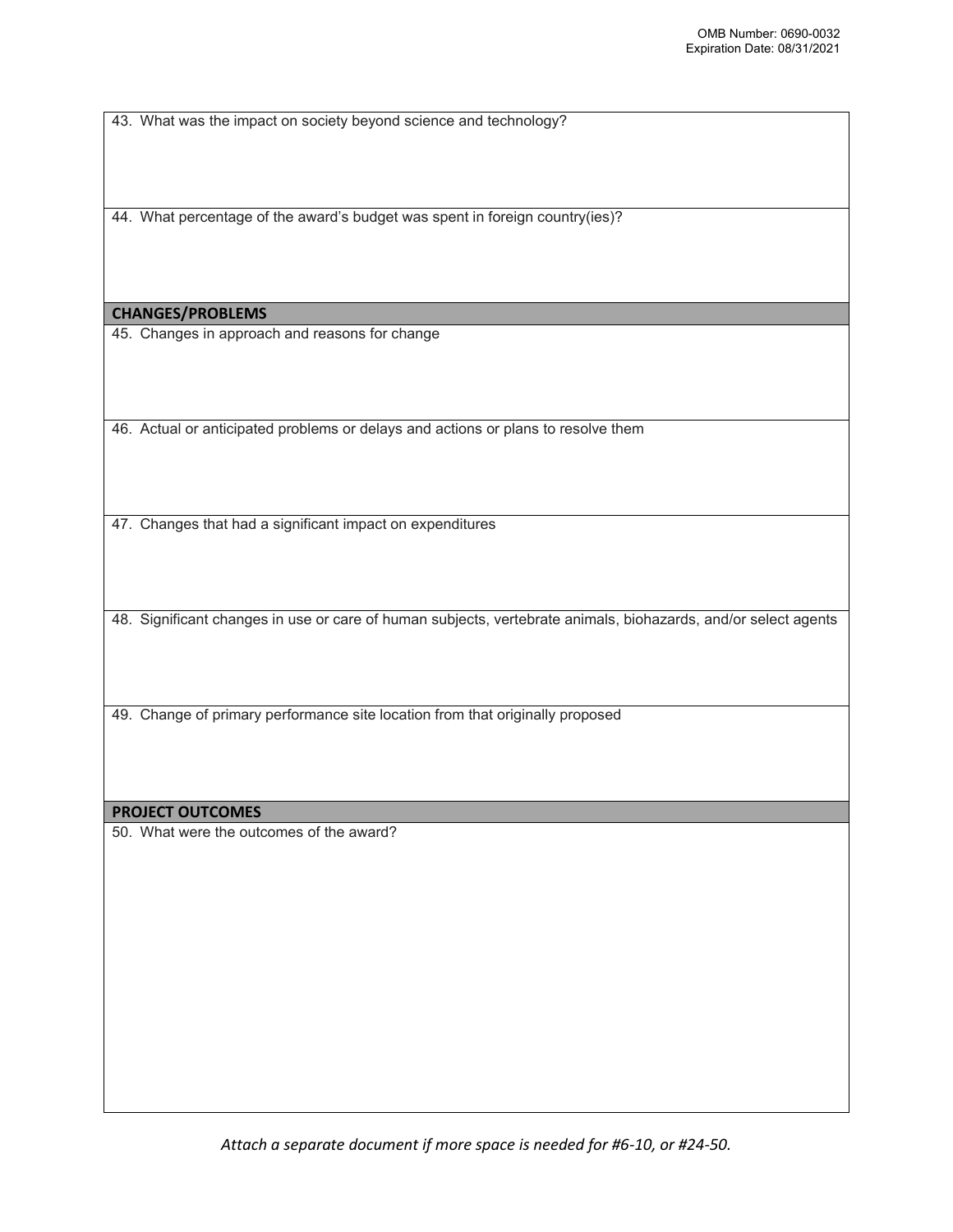43. What was the impact on society beyond science and technology?

44. What percentage of the award's budget was spent in foreign country(ies)?

## CHANGES/PROBLEMS

45. Changes in approach and reasons for change

46. Actual or anticipated problems or delays and actions or plans to resolve them

47. Changes that had a significant impact on expenditures

48. Significant changes in use or care of human subjects, vertebrate animals, biohazards, and/or select agents

49. Change of primary performance site location from that originally proposed

## PROJECT OUTCOMES

50. What were the outcomes of the award?

*Attach a separate document if more space is needed for #6-10, or #24-50.*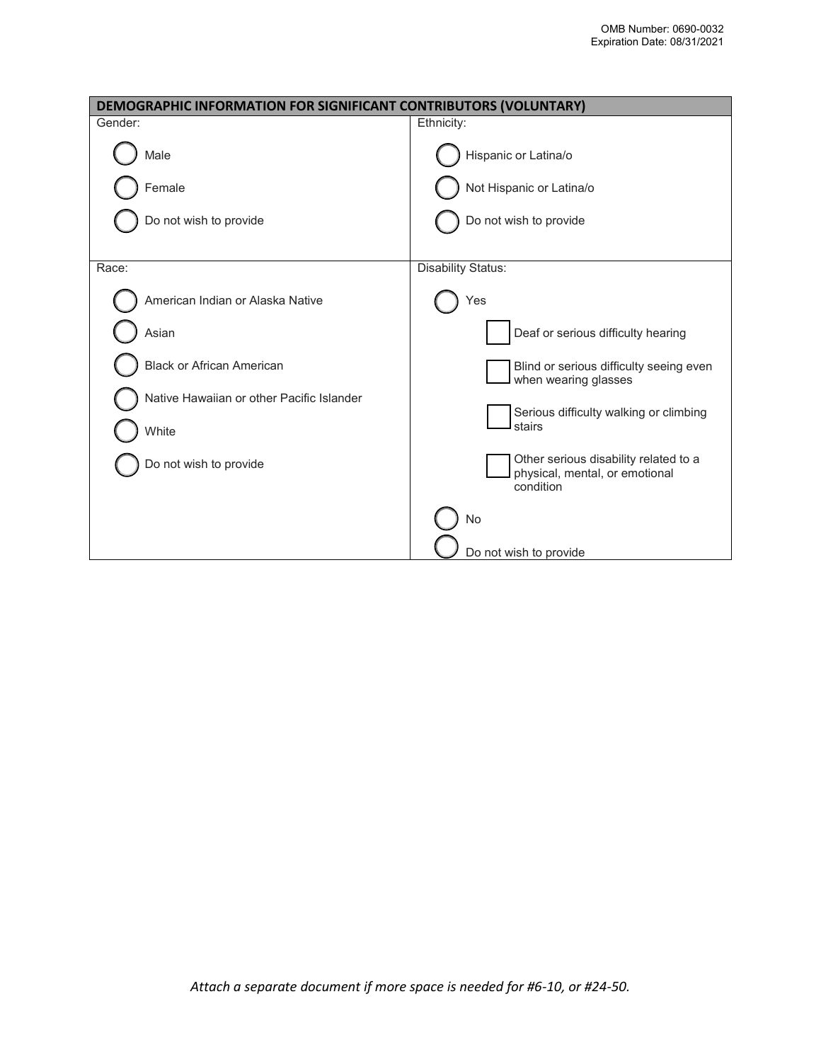OMB Number: 0690-0032
Expiration Date: 08/31/2021

## DEMOGRAPHIC INFORMATION FOR SIGNIFICANT CONTRIBUTORS (VOLUNTARY)

**Gender:**

- ◯ Male
- ◯ Female
- ◯ Do not wish to provide

**Ethnicity:**

- ◯ Hispanic or Latina/o
- ◯ Not Hispanic or Latina/o
- ◯ Do not wish to provide

**Race:**

- ◯ American Indian or Alaska Native
- ◯ Asian
- ◯ Black or African American
- ◯ Native Hawaiian or other Pacific Islander
- ◯ White
- ◯ Do not wish to provide

**Disability Status:**

- ◯ Yes
  - ☐ Deaf or serious difficulty hearing
  - ☐ Blind or serious difficulty seeing even when wearing glasses
  - ☐ Serious difficulty walking or climbing stairs
  - ☐ Other serious disability related to a physical, mental, or emotional condition
- ◯ No
- ◯ Do not wish to provide

*Attach a separate document if more space is needed for #6-10, or #24-50.*